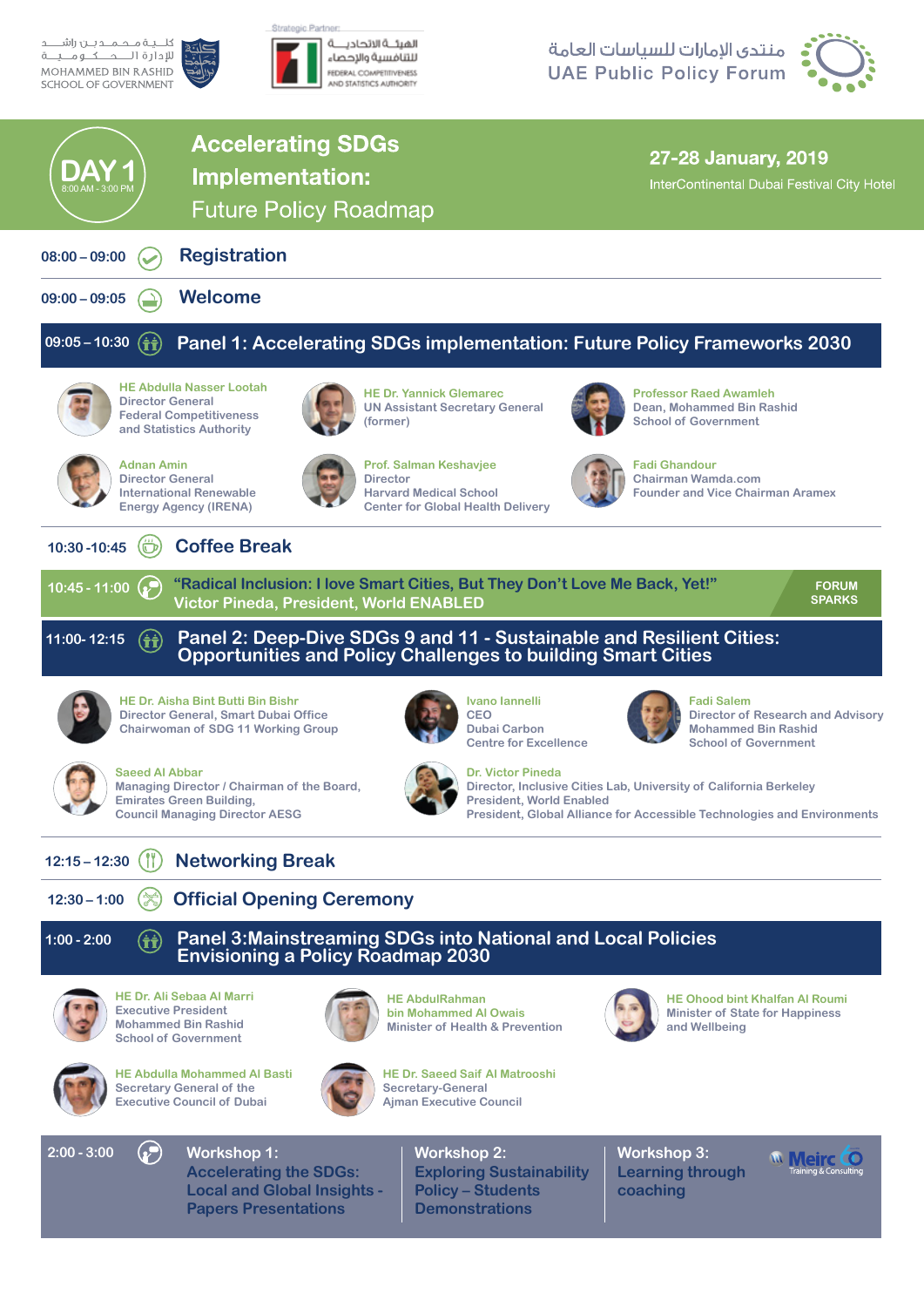كلية محمد بن راشد للإدارة الحكومية
MOHAMMED BIN RASHID SCHOOL OF GOVERNMENT

Strategic Partner:
الهيئة الاتحادية للتنافسية والإحصاء
FEDERAL COMPETITIVENESS AND STATISTICS AUTHORITY

منتدى الإمارات للسياسات العامة
UAE Public Policy Forum

# DAY 1
8:00 AM - 3:00 PM

## Accelerating SDGs Implementation: Future Policy Roadmap

**27-28 January, 2019**
InterContinental Dubai Festival City Hotel

---

**08:00 – 09:00** — **Registration**

**09:00 – 09:05** — **Welcome**

**09:05 – 10:30** — **Panel 1: Accelerating SDGs implementation: Future Policy Frameworks 2030**

- **HE Abdulla Nasser Lootah** — Director General, Federal Competitiveness and Statistics Authority
- **HE Dr. Yannick Glemarec** — UN Assistant Secretary General (former)
- **Professor Raed Awamleh** — Dean, Mohammed Bin Rashid School of Government
- **Adnan Amin** — Director General, International Renewable Energy Agency (IRENA)
- **Prof. Salman Keshavjee** — Director, Harvard Medical School Center for Global Health Delivery
- **Fadi Ghandour** — Chairman Wamda.com, Founder and Vice Chairman Aramex

**10:30 -10:45** — **Coffee Break**

**10:45 - 11:00** — **"Radical Inclusion: I love Smart Cities, But They Don't Love Me Back, Yet!"** Victor Pineda, President, World ENABLED — FORUM SPARKS

**11:00- 12:15** — **Panel 2: Deep-Dive SDGs 9 and 11 - Sustainable and Resilient Cities: Opportunities and Policy Challenges to building Smart Cities**

- **HE Dr. Aisha Bint Butti Bin Bishr** — Director General, Smart Dubai Office, Chairwoman of SDG 11 Working Group
- **Ivano Iannelli** — CEO, Dubai Carbon Centre for Excellence
- **Fadi Salem** — Director of Research and Advisory, Mohammed Bin Rashid School of Government
- **Saeed Al Abbar** — Managing Director / Chairman of the Board, Emirates Green Building, Council Managing Director AESG
- **Dr. Victor Pineda** — Director, Inclusive Cities Lab, University of California Berkeley; President, World Enabled; President, Global Alliance for Accessible Technologies and Environments

**12:15 – 12:30** — **Networking Break**

**12:30 – 1:00** — **Official Opening Ceremony**

**1:00 - 2:00** — **Panel 3: Mainstreaming SDGs into National and Local Policies Envisioning a Policy Roadmap 2030**

- **HE Dr. Ali Sebaa Al Marri** — Executive President, Mohammed Bin Rashid School of Government
- **HE AbdulRahman bin Mohammed Al Owais** — Minister of Health & Prevention
- **HE Ohood bint Khalfan Al Roumi** — Minister of State for Happiness and Wellbeing
- **HE Abdulla Mohammed Al Basti** — Secretary General of the Executive Council of Dubai
- **HE Dr. Saeed Saif Al Matrooshi** — Secretary-General, Ajman Executive Council

**2:00 - 3:00**

- **Workshop 1:** Accelerating the SDGs: Local and Global Insights - Papers Presentations
- **Workshop 2:** Exploring Sustainability Policy – Students Demonstrations
- **Workshop 3:** Learning through coaching

Meirc 40 Training & Consulting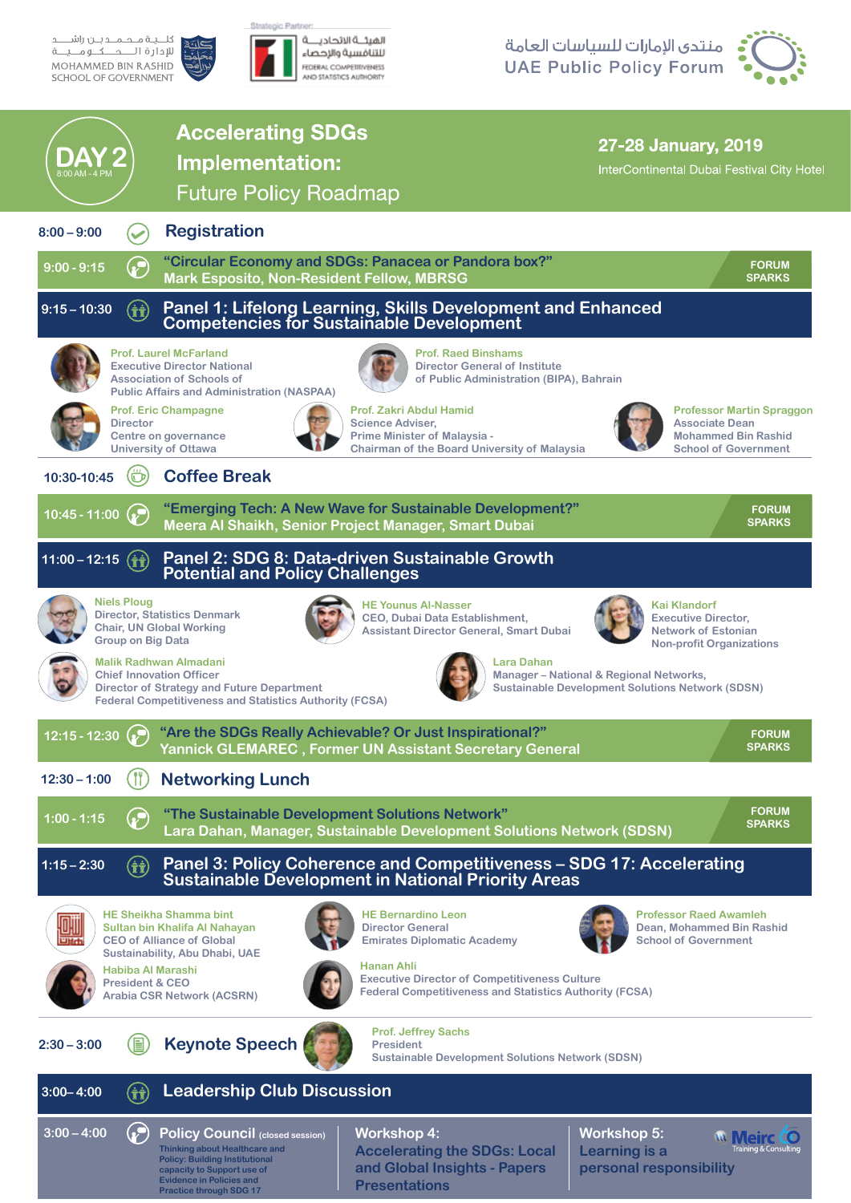كلية محمد بن راشد للإدارة الحكومية
MOHAMMED BIN RASHID SCHOOL OF GOVERNMENT

Strategic Partner:
الهيئة الاتحادية للتنافسية والإحصاء
FEDERAL COMPETITIVENESS AND STATISTICS AUTHORITY

منتدى الإمارات للسياسات العامة
UAE Public Policy Forum

# DAY 2

8:00 AM - 4 PM

## Accelerating SDGs Implementation: Future Policy Roadmap

**27-28 January, 2019**

InterContinental Dubai Festival City Hotel

---

**8:00 – 9:00** — **Registration**

**9:00 - 9:15** — **"Circular Economy and SDGs: Panacea or Pandora box?"**
Mark Esposito, Non-Resident Fellow, MBRSG — FORUM SPARKS

**9:15 – 10:30** — **Panel 1: Lifelong Learning, Skills Development and Enhanced Competences for Sustainable Development**

- **Prof. Laurel McFarland**, Executive Director National Association of Schools of Public Affairs and Administration (NASPAA)
- **Prof. Raed Binshams**, Director General of Institute of Public Administration (BIPA), Bahrain
- **Prof. Eric Champagne**, Director, Centre on governance, University of Ottawa
- **Prof. Zakri Abdul Hamid**, Science Adviser, Prime Minister of Malaysia - Chairman of the Board University of Malaysia
- **Professor Martin Spraggon**, Associate Dean, Mohammed Bin Rashid School of Government

**10:30-10:45** — **Coffee Break**

**10:45 - 11:00** — **"Emerging Tech: A New Wave for Sustainable Development?"**
Meera Al Shaikh, Senior Project Manager, Smart Dubai — FORUM SPARKS

**11:00 – 12:15** — **Panel 2: SDG 8: Data-driven Sustainable Growth Potential and Policy Challenges**

- **Niels Ploug**, Director, Statistics Denmark, Chair, UN Global Working Group on Big Data
- **HE Younus Al-Nasser**, CEO, Dubai Data Establishment, Assistant Director General, Smart Dubai
- **Kai Klandorf**, Executive Director, Network of Estonian Non-profit Organizations
- **Malik Radhwan Almadani**, Chief Innovation Officer, Director of Strategy and Future Department, Federal Competitiveness and Statistics Authority (FCSA)
- **Lara Dahan**, Manager – National & Regional Networks, Sustainable Development Solutions Network (SDSN)

**12:15 - 12:30** — **"Are the SDGs Really Achievable? Or Just Inspirational?"**
Yannick GLEMAREC , Former UN Assistant Secretary General — FORUM SPARKS

**12:30 – 1:00** — **Networking Lunch**

**1:00 - 1:15** — **"The Sustainable Development Solutions Network"**
Lara Dahan, Manager, Sustainable Development Solutions Network (SDSN) — FORUM SPARKS

**1:15 – 2:30** — **Panel 3: Policy Coherence and Competitiveness – SDG 17: Accelerating Sustainable Development in National Priority Areas**

- **HE Sheikha Shamma bint Sultan bin Khalifa Al Nahayan**, CEO of Alliance of Global Sustainability, Abu Dhabi, UAE
- **HE Bernardino Leon**, Director General, Emirates Diplomatic Academy
- **Professor Raed Awamleh**, Dean, Mohammed Bin Rashid School of Government
- **Habiba Al Marashi**, President & CEO, Arabia CSR Network (ACSRN)
- **Hanan Ahli**, Executive Director of Competitiveness Culture, Federal Competitiveness and Statistics Authority (FCSA)

**2:30 – 3:00** — **Keynote Speech**

- **Prof. Jeffrey Sachs**, President, Sustainable Development Solutions Network (SDSN)

**3:00– 4:00** — **Leadership Club Discussion**

**3:00 – 4:00**

- **Policy Council** (closed session): Thinking about Healthcare and Policy: Building Institutional capacity to Support use of Evidence in Policies and Practice through SDG 17
- **Workshop 4:** Accelerating the SDGs: Local and Global Insights - Papers Presentations
- **Workshop 5:** Learning is a personal responsibility

Meirc Training & Consulting